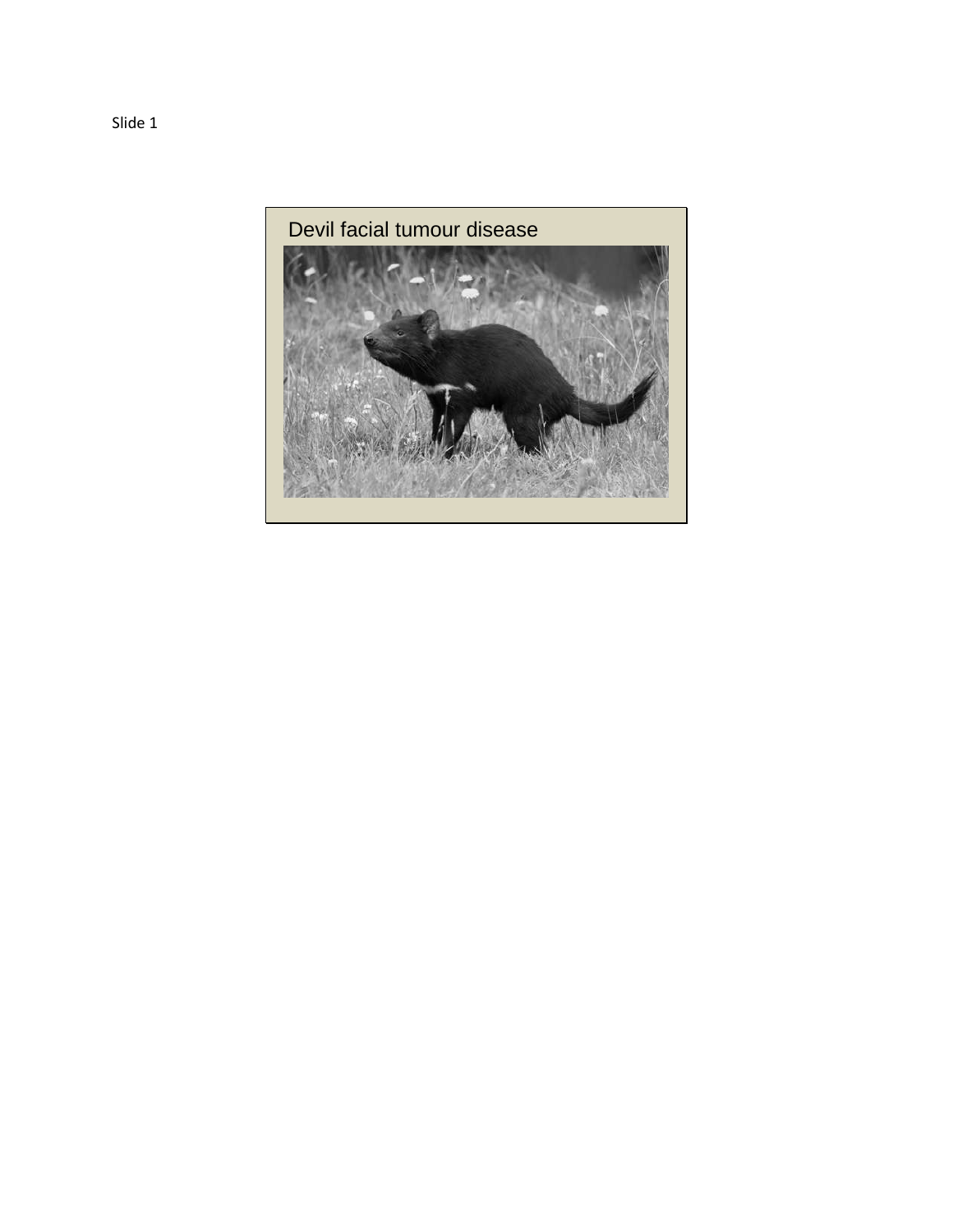Slide 1

Devil facial tumour disease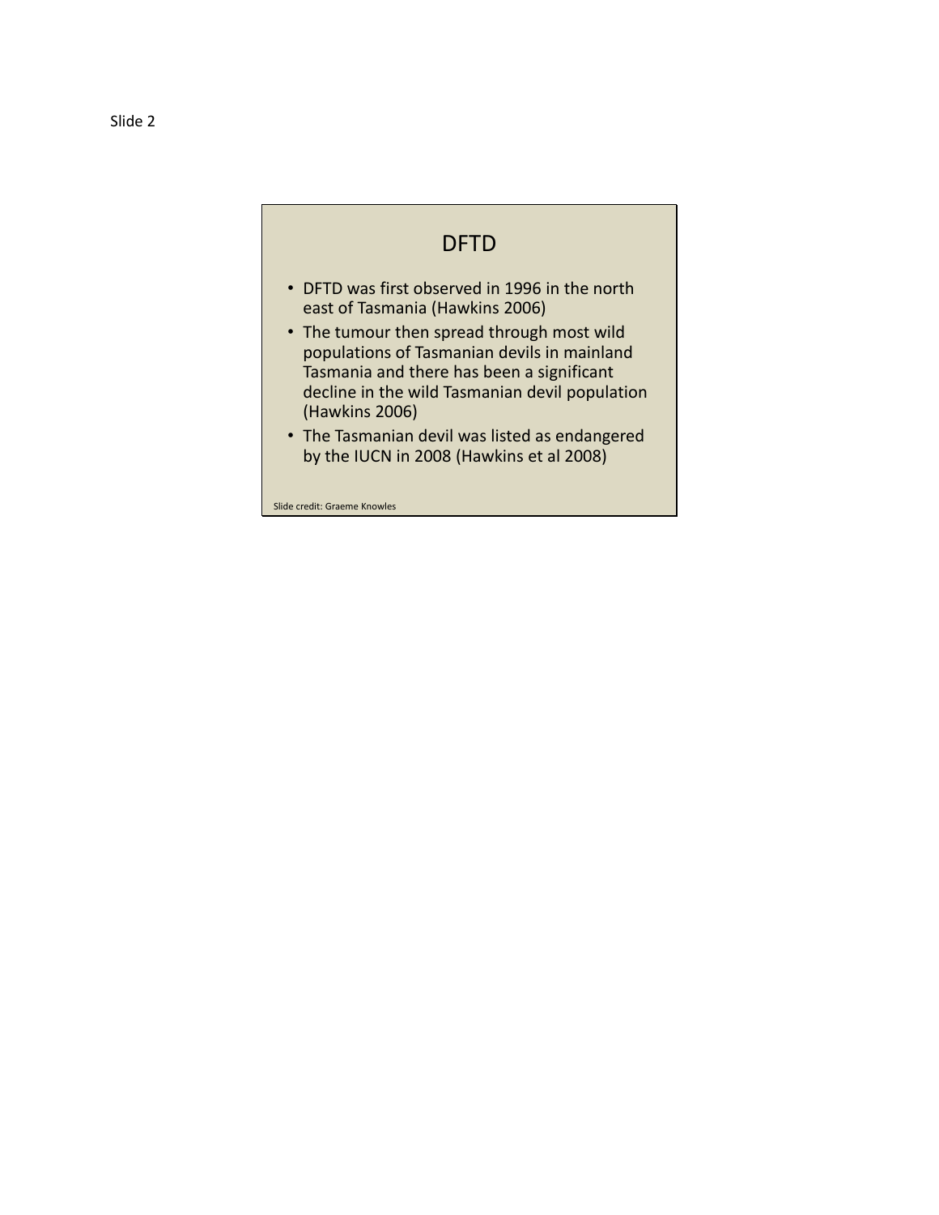Slide 2

# DFTD

- DFTD was first observed in 1996 in the north east of Tasmania (Hawkins 2006)
- The tumour then spread through most wild populations of Tasmanian devils in mainland Tasmania and there has been a significant decline in the wild Tasmanian devil population (Hawkins 2006)
- The Tasmanian devil was listed as endangered by the IUCN in 2008 (Hawkins et al 2008)

Slide credit: Graeme Knowles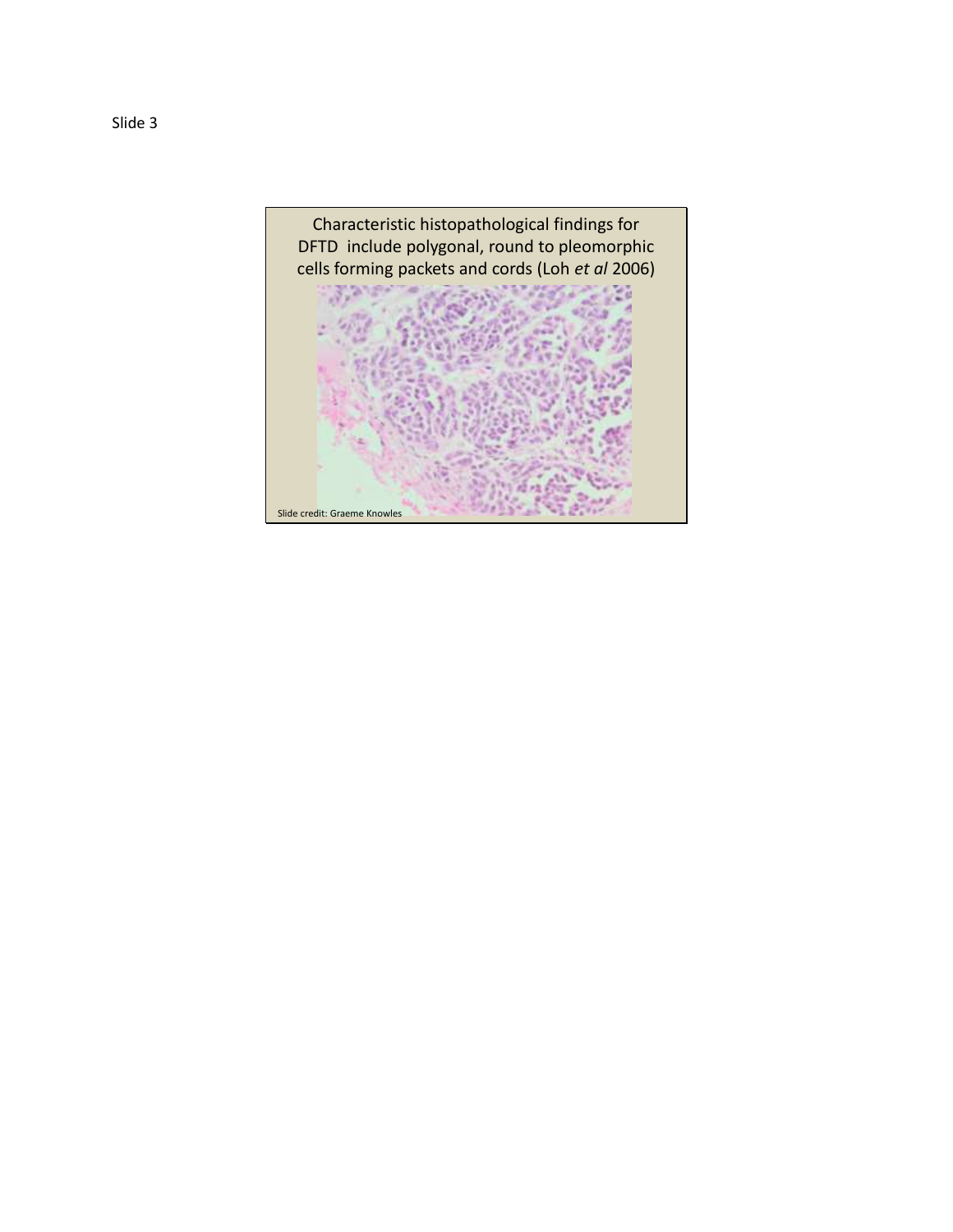Slide 3

Characteristic histopathological findings for DFTD include polygonal, round to pleomorphic cells forming packets and cords (Loh *et al* 2006)

Slide credit: Graeme Knowles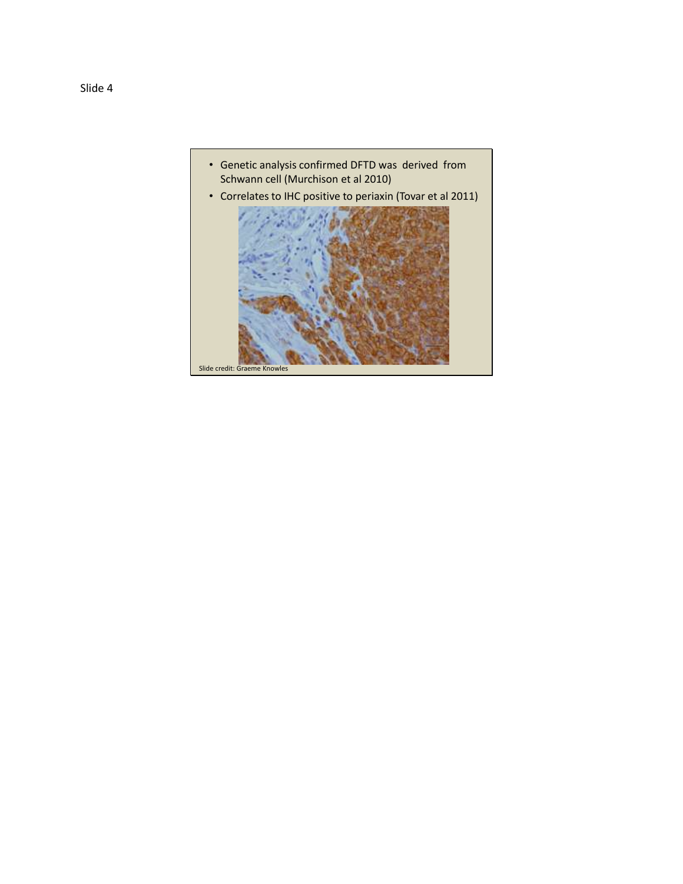Slide 4

- Genetic analysis confirmed DFTD was derived from Schwann cell (Murchison et al 2010)
- Correlates to IHC positive to periaxin (Tovar et al 2011)

Slide credit: Graeme Knowles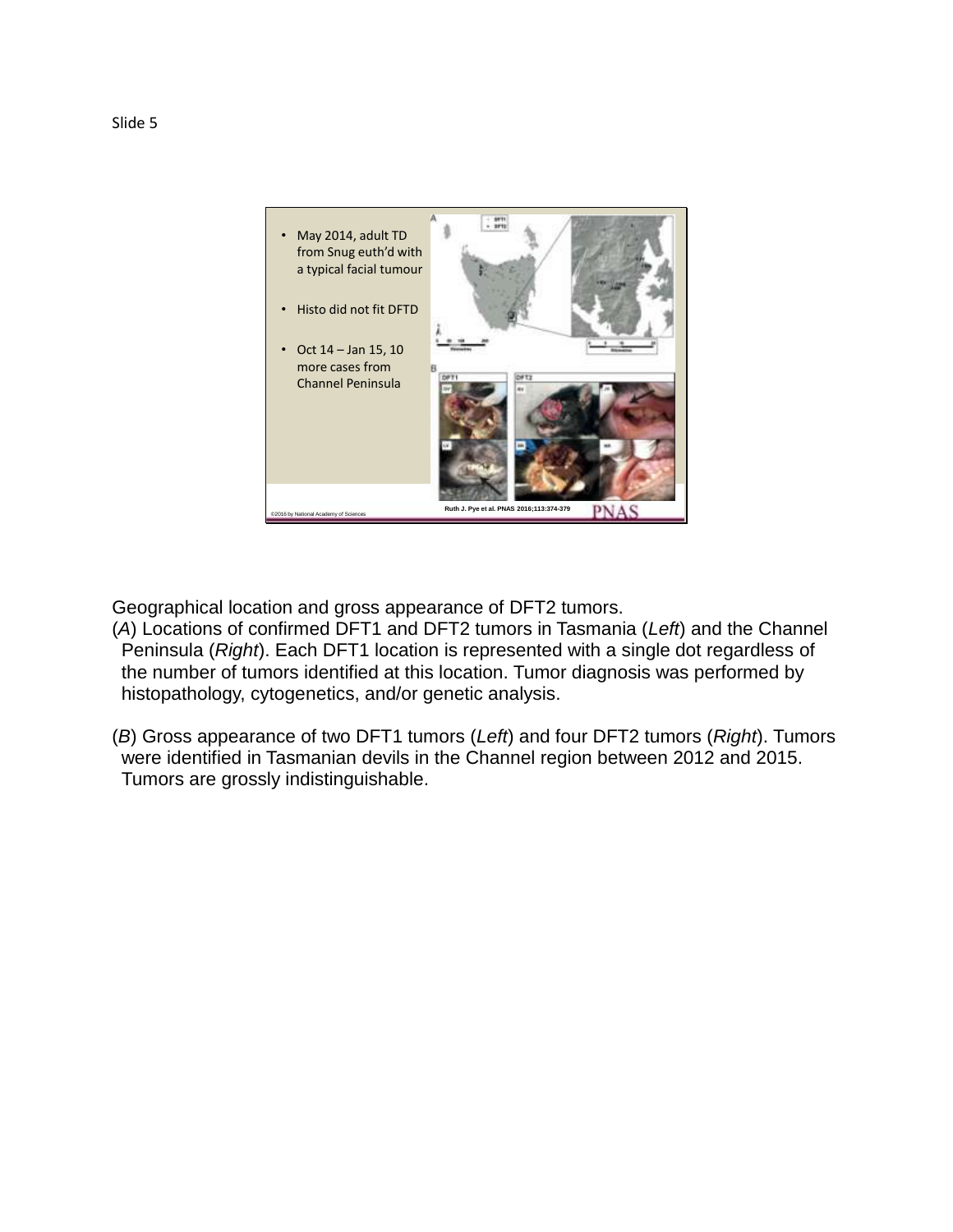Slide 5

- May 2014, adult TD from Snug euth'd with a typical facial tumour
- Histo did not fit DFTD
- Oct 14 – Jan 15, 10 more cases from Channel Peninsula

Ruth J. Pye et al. PNAS 2016;113:374-379

©2016 by National Academy of Sciences

Geographical location and gross appearance of DFT2 tumors.

(*A*) Locations of confirmed DFT1 and DFT2 tumors in Tasmania (*Left*) and the Channel Peninsula (*Right*). Each DFT1 location is represented with a single dot regardless of the number of tumors identified at this location. Tumor diagnosis was performed by histopathology, cytogenetics, and/or genetic analysis.

(*B*) Gross appearance of two DFT1 tumors (*Left*) and four DFT2 tumors (*Right*). Tumors were identified in Tasmanian devils in the Channel region between 2012 and 2015. Tumors are grossly indistinguishable.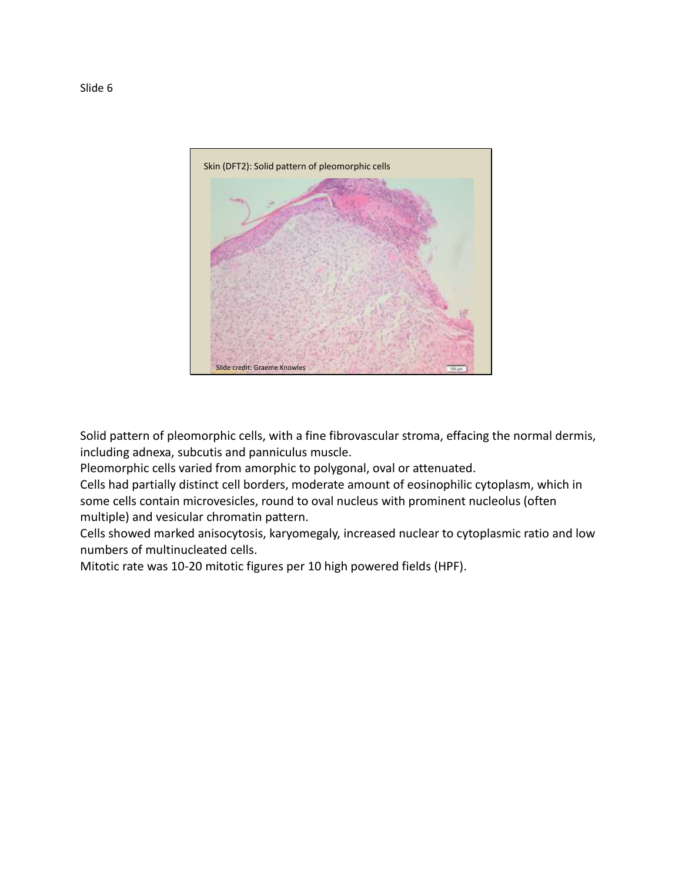Slide 6

Solid pattern of pleomorphic cells, with a fine fibrovascular stroma, effacing the normal dermis, including adnexa, subcutis and panniculus muscle.

Pleomorphic cells varied from amorphic to polygonal, oval or attenuated.

Cells had partially distinct cell borders, moderate amount of eosinophilic cytoplasm, which in some cells contain microvesicles, round to oval nucleus with prominent nucleolus (often multiple) and vesicular chromatin pattern.

Cells showed marked anisocytosis, karyomegaly, increased nuclear to cytoplasmic ratio and low numbers of multinucleated cells.

Mitotic rate was 10-20 mitotic figures per 10 high powered fields (HPF).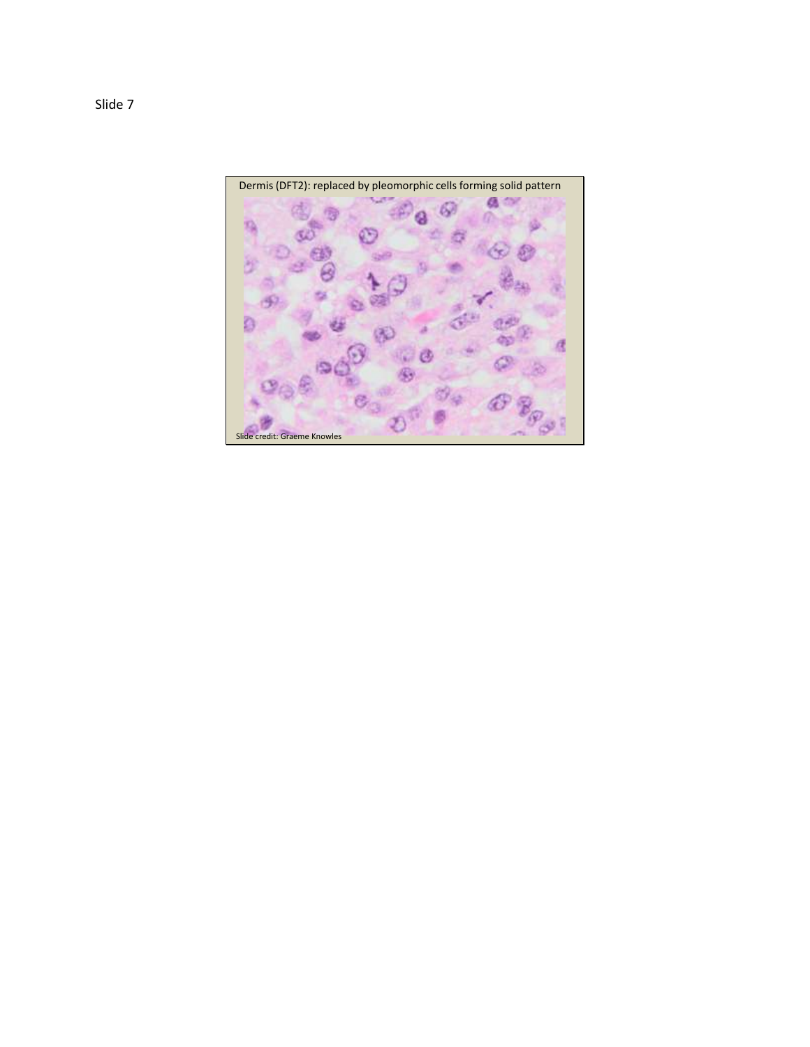Slide 7

Dermis (DFT2): replaced by pleomorphic cells forming solid pattern

Slide credit: Graeme Knowles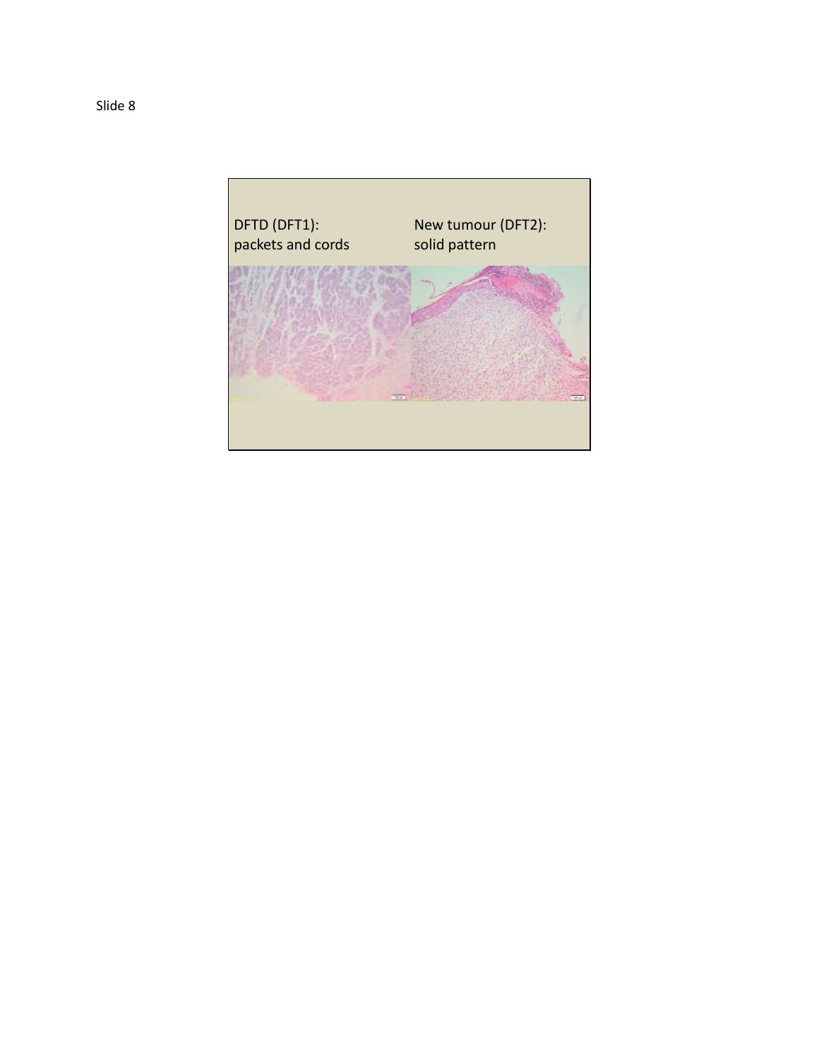Slide 8

DFTD (DFT1):
packets and cords

New tumour (DFT2):
solid pattern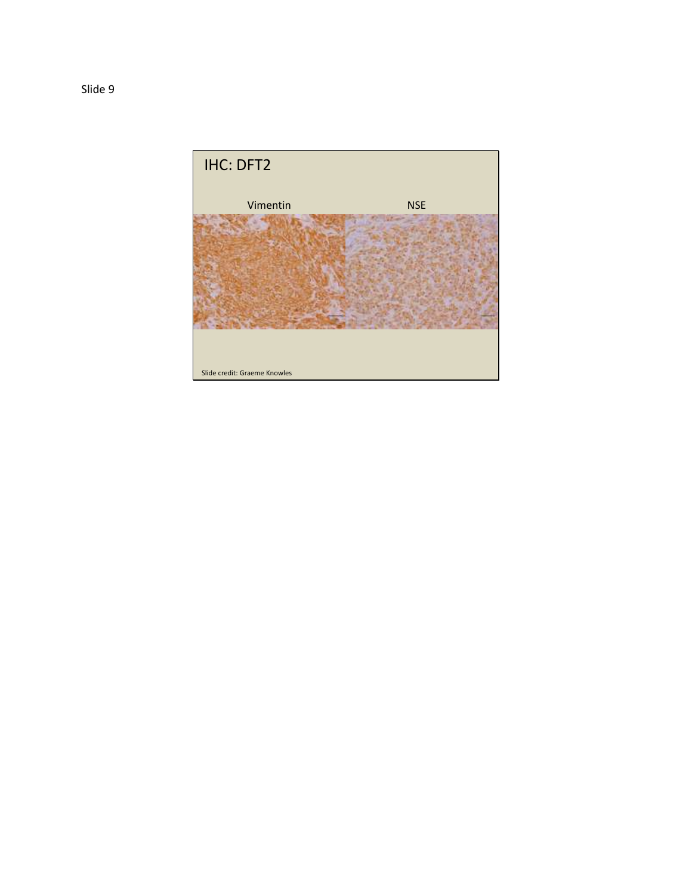Slide 9

## IHC: DFT2

Vimentin | NSE

Slide credit: Graeme Knowles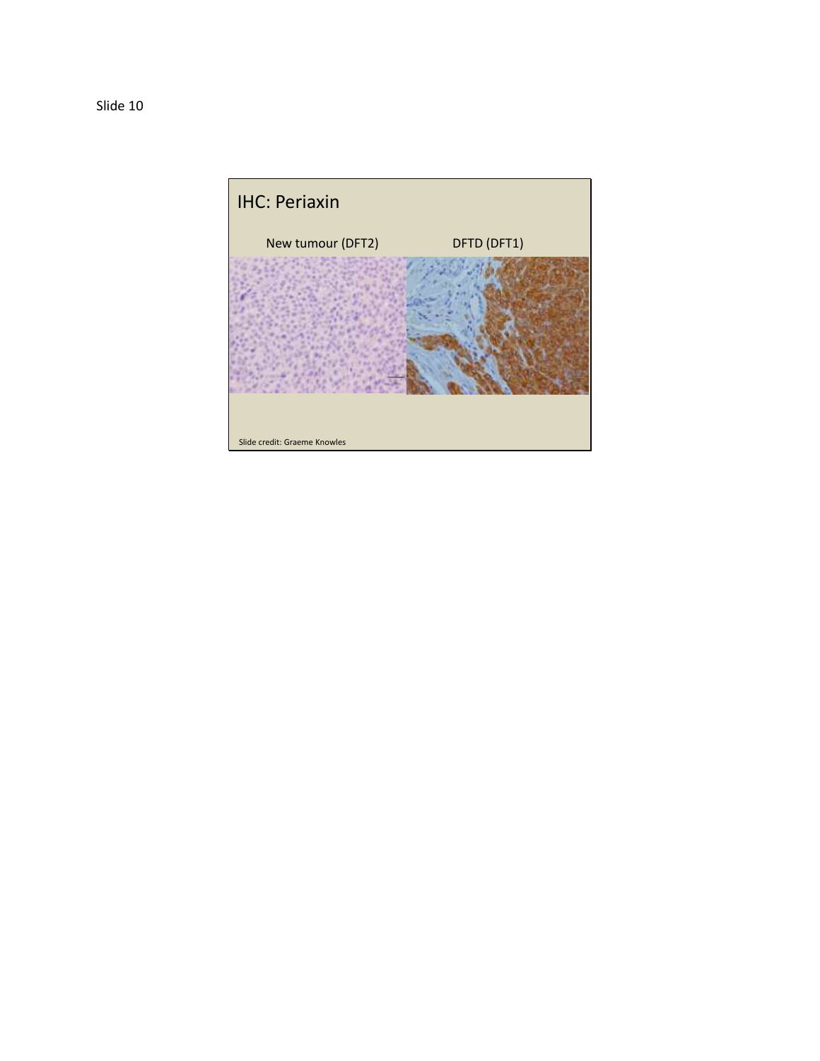Slide 10

## IHC: Periaxin

New tumour (DFT2) DFTD (DFT1)

Slide credit: Graeme Knowles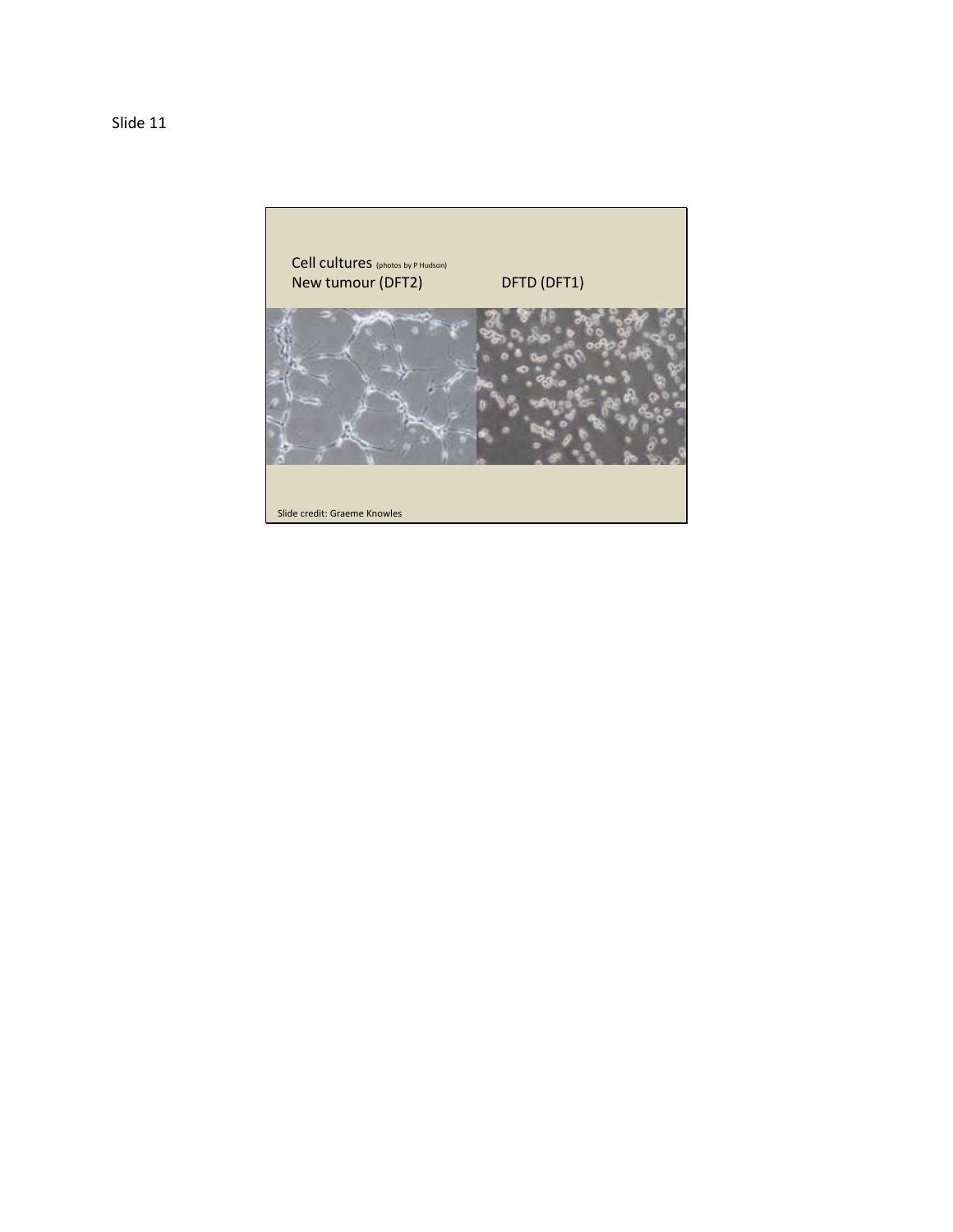Slide 11

Cell cultures (photos by P Hudson)

New tumour (DFT2) DFTD (DFT1)

Slide credit: Graeme Knowles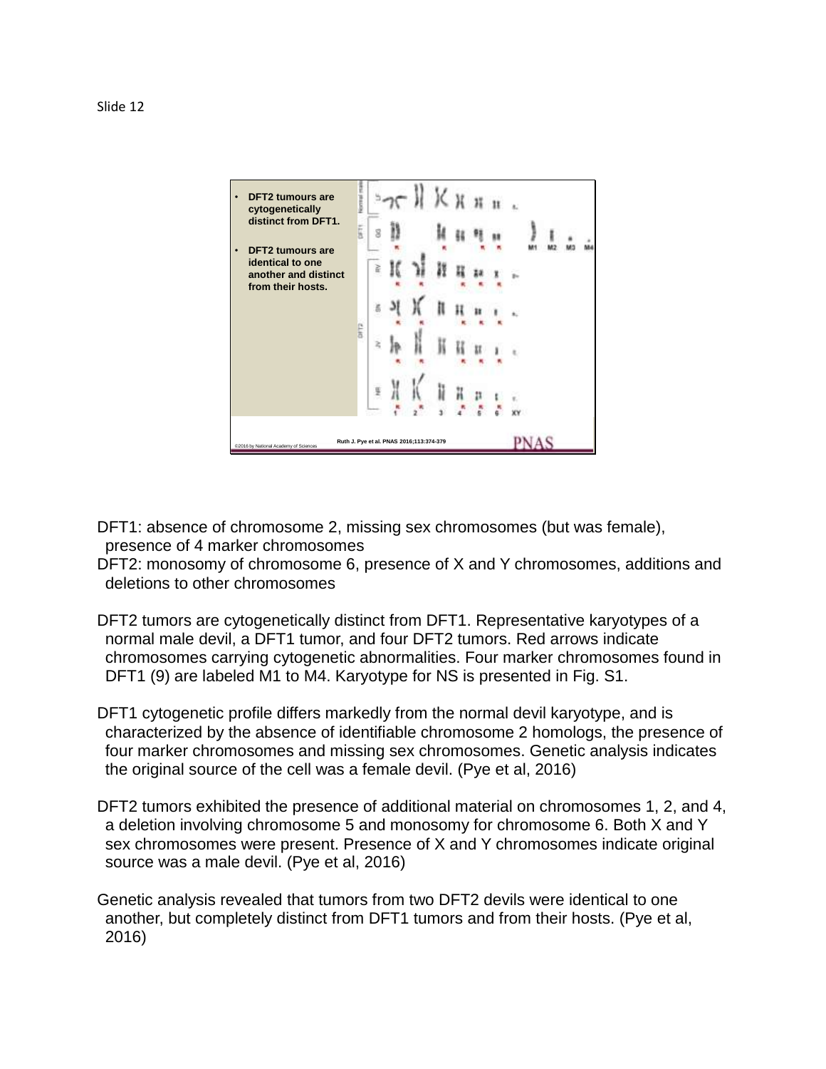Slide 12

- **DFT2 tumours are cytogenetically distinct from DFT1.**
- **DFT2 tumours are identical to one another and distinct from their hosts.**

Ruth J. Pye et al. PNAS 2016;113:374-379

©2016 by National Academy of Sciences

DFT1: absence of chromosome 2, missing sex chromosomes (but was female), presence of 4 marker chromosomes

DFT2: monosomy of chromosome 6, presence of X and Y chromosomes, additions and deletions to other chromosomes

DFT2 tumors are cytogenetically distinct from DFT1. Representative karyotypes of a normal male devil, a DFT1 tumor, and four DFT2 tumors. Red arrows indicate chromosomes carrying cytogenetic abnormalities. Four marker chromosomes found in DFT1 (9) are labeled M1 to M4. Karyotype for NS is presented in Fig. S1.

DFT1 cytogenetic profile differs markedly from the normal devil karyotype, and is characterized by the absence of identifiable chromosome 2 homologs, the presence of four marker chromosomes and missing sex chromosomes. Genetic analysis indicates the original source of the cell was a female devil. (Pye et al, 2016)

DFT2 tumors exhibited the presence of additional material on chromosomes 1, 2, and 4, a deletion involving chromosome 5 and monosomy for chromosome 6. Both X and Y sex chromosomes were present. Presence of X and Y chromosomes indicate original source was a male devil. (Pye et al, 2016)

Genetic analysis revealed that tumors from two DFT2 devils were identical to one another, but completely distinct from DFT1 tumors and from their hosts. (Pye et al, 2016)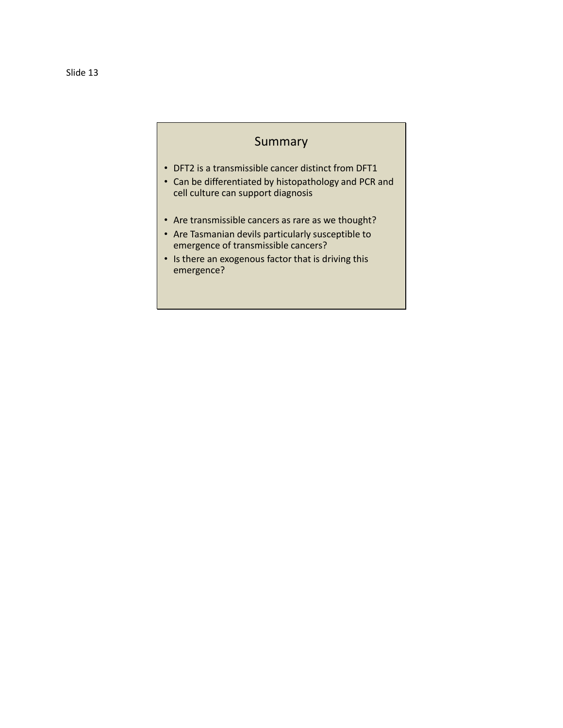Slide 13

## Summary

- DFT2 is a transmissible cancer distinct from DFT1
- Can be differentiated by histopathology and PCR and cell culture can support diagnosis

- Are transmissible cancers as rare as we thought?
- Are Tasmanian devils particularly susceptible to emergence of transmissible cancers?
- Is there an exogenous factor that is driving this emergence?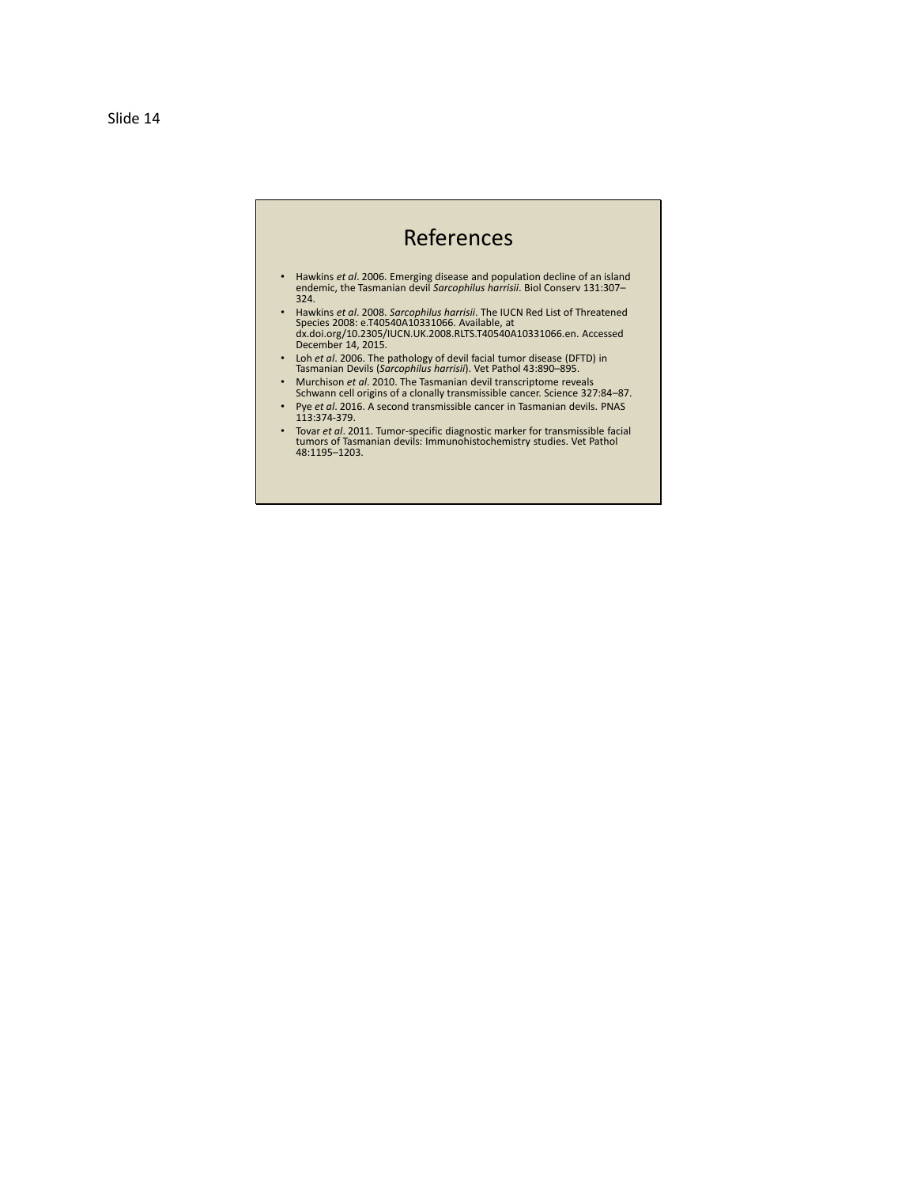Slide 14

# References

- Hawkins *et al*. 2006. Emerging disease and population decline of an island endemic, the Tasmanian devil *Sarcophilus harrisii*. Biol Conserv 131:307–324.
- Hawkins *et al*. 2008. *Sarcophilus harrisii*. The IUCN Red List of Threatened Species 2008: e.T40540A10331066. Available, at dx.doi.org/10.2305/IUCN.UK.2008.RLTS.T40540A10331066.en. Accessed December 14, 2015.
- Loh *et al*. 2006. The pathology of devil facial tumor disease (DFTD) in Tasmanian Devils (*Sarcophilus harrisii*). Vet Pathol 43:890–895.
- Murchison *et al*. 2010. The Tasmanian devil transcriptome reveals Schwann cell origins of a clonally transmissible cancer. Science 327:84–87.
- Pye *et al*. 2016. A second transmissible cancer in Tasmanian devils. PNAS 113:374-379.
- Tovar *et al*. 2011. Tumor-specific diagnostic marker for transmissible facial tumors of Tasmanian devils: Immunohistochemistry studies. Vet Pathol 48:1195–1203.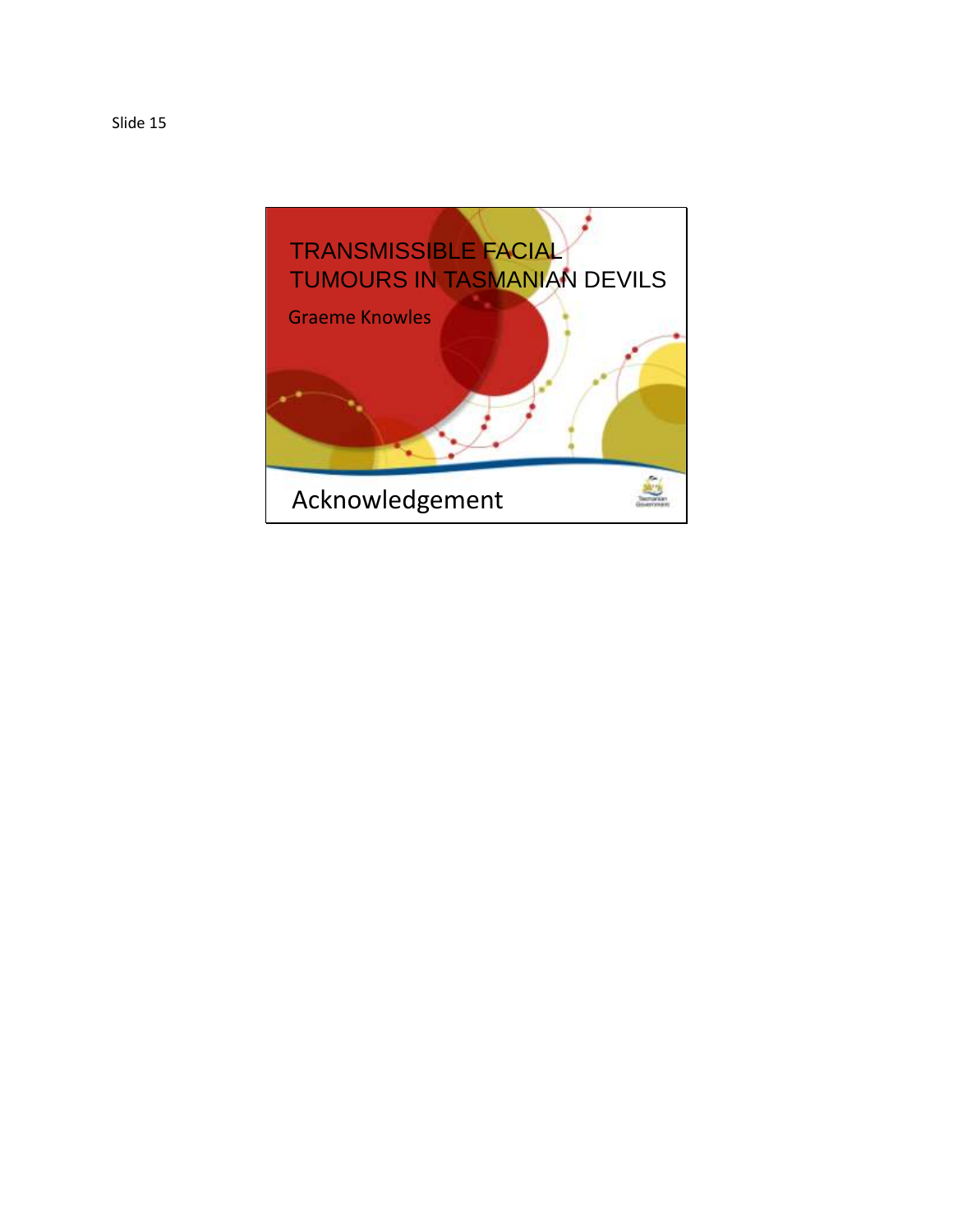Slide 15

TRANSMISSIBLE FACIAL TUMOURS IN TASMANIAN DEVILS

Graeme Knowles

Acknowledgement